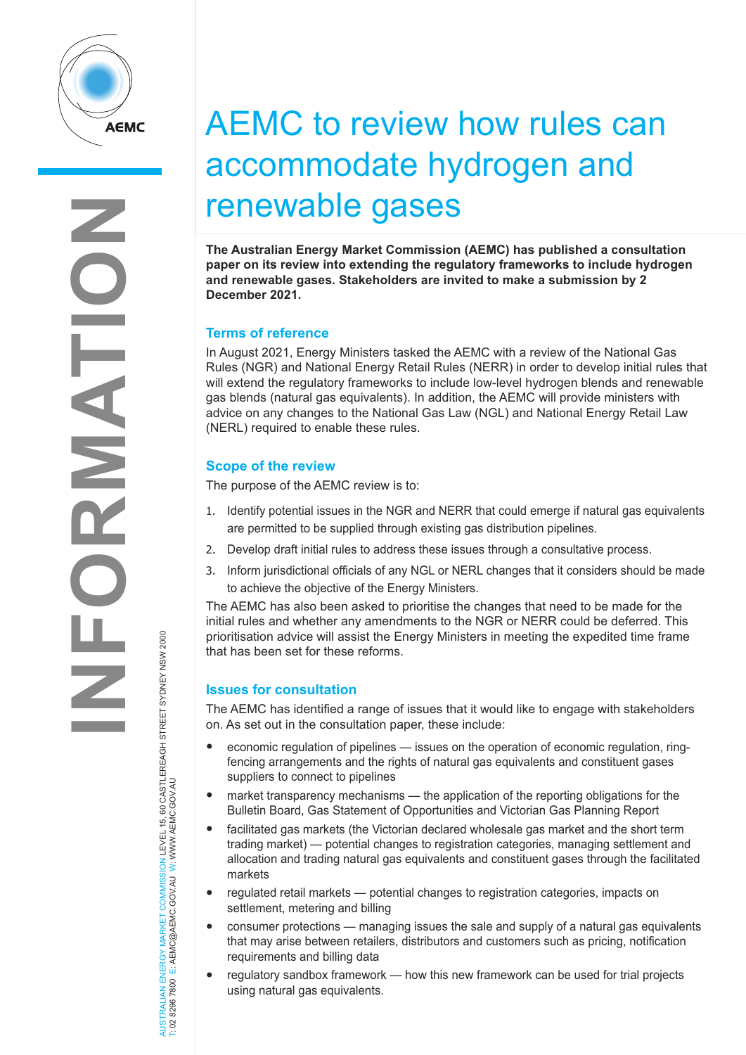# AEMC to review how rules can accommodate hydrogen and renewable gases

**The Australian Energy Market Commission (AEMC) has published a consultation paper on its review into extending the regulatory frameworks to include hydrogen and renewable gases. Stakeholders are invited to make a submission by 2 December 2021.**

## Terms of reference

In August 2021, Energy Ministers tasked the AEMC with a review of the National Gas Rules (NGR) and National Energy Retail Rules (NERR) in order to develop initial rules that will extend the regulatory frameworks to include low-level hydrogen blends and renewable gas blends (natural gas equivalents). In addition, the AEMC will provide ministers with advice on any changes to the National Gas Law (NGL) and National Energy Retail Law (NERL) required to enable these rules.

## Scope of the review

The purpose of the AEMC review is to:

1. Identify potential issues in the NGR and NERR that could emerge if natural gas equivalents are permitted to be supplied through existing gas distribution pipelines.
2. Develop draft initial rules to address these issues through a consultative process.
3. Inform jurisdictional officials of any NGL or NERL changes that it considers should be made to achieve the objective of the Energy Ministers.

The AEMC has also been asked to prioritise the changes that need to be made for the initial rules and whether any amendments to the NGR or NERR could be deferred. This prioritisation advice will assist the Energy Ministers in meeting the expedited time frame that has been set for these reforms.

## Issues for consultation

The AEMC has identified a range of issues that it would like to engage with stakeholders on. As set out in the consultation paper, these include:

- economic regulation of pipelines — issues on the operation of economic regulation, ring-fencing arrangements and the rights of natural gas equivalents and constituent gases suppliers to connect to pipelines
- market transparency mechanisms — the application of the reporting obligations for the Bulletin Board, Gas Statement of Opportunities and Victorian Gas Planning Report
- facilitated gas markets (the Victorian declared wholesale gas market and the short term trading market) — potential changes to registration categories, managing settlement and allocation and trading natural gas equivalents and constituent gases through the facilitated markets
- regulated retail markets — potential changes to registration categories, impacts on settlement, metering and billing
- consumer protections — managing issues the sale and supply of a natural gas equivalents that may arise between retailers, distributors and customers such as pricing, notification requirements and billing data
- regulatory sandbox framework — how this new framework can be used for trial projects using natural gas equivalents.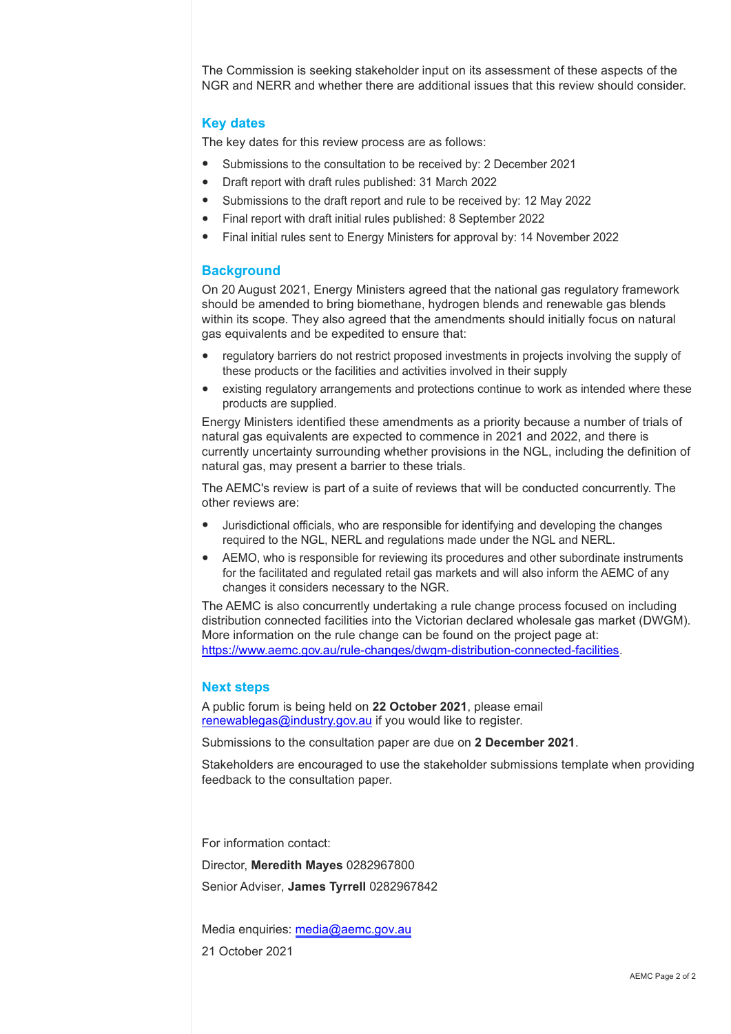The Commission is seeking stakeholder input on its assessment of these aspects of the NGR and NERR and whether there are additional issues that this review should consider.

## Key dates

The key dates for this review process are as follows:

- Submissions to the consultation to be received by: 2 December 2021
- Draft report with draft rules published: 31 March 2022
- Submissions to the draft report and rule to be received by: 12 May 2022
- Final report with draft initial rules published: 8 September 2022
- Final initial rules sent to Energy Ministers for approval by: 14 November 2022

## Background

On 20 August 2021, Energy Ministers agreed that the national gas regulatory framework should be amended to bring biomethane, hydrogen blends and renewable gas blends within its scope. They also agreed that the amendments should initially focus on natural gas equivalents and be expedited to ensure that:

- regulatory barriers do not restrict proposed investments in projects involving the supply of these products or the facilities and activities involved in their supply
- existing regulatory arrangements and protections continue to work as intended where these products are supplied.

Energy Ministers identified these amendments as a priority because a number of trials of natural gas equivalents are expected to commence in 2021 and 2022, and there is currently uncertainty surrounding whether provisions in the NGL, including the definition of natural gas, may present a barrier to these trials.

The AEMC's review is part of a suite of reviews that will be conducted concurrently. The other reviews are:

- Jurisdictional officials, who are responsible for identifying and developing the changes required to the NGL, NERL and regulations made under the NGL and NERL.
- AEMO, who is responsible for reviewing its procedures and other subordinate instruments for the facilitated and regulated retail gas markets and will also inform the AEMC of any changes it considers necessary to the NGR.

The AEMC is also concurrently undertaking a rule change process focused on including distribution connected facilities into the Victorian declared wholesale gas market (DWGM). More information on the rule change can be found on the project page at: https://www.aemc.gov.au/rule-changes/dwgm-distribution-connected-facilities.

## Next steps

A public forum is being held on **22 October 2021**, please email renewablegas@industry.gov.au if you would like to register.

Submissions to the consultation paper are due on **2 December 2021**.

Stakeholders are encouraged to use the stakeholder submissions template when providing feedback to the consultation paper.

For information contact:

Director, **Meredith Mayes** 0282967800

Senior Adviser, **James Tyrrell** 0282967842

Media enquiries: media@aemc.gov.au

21 October 2021